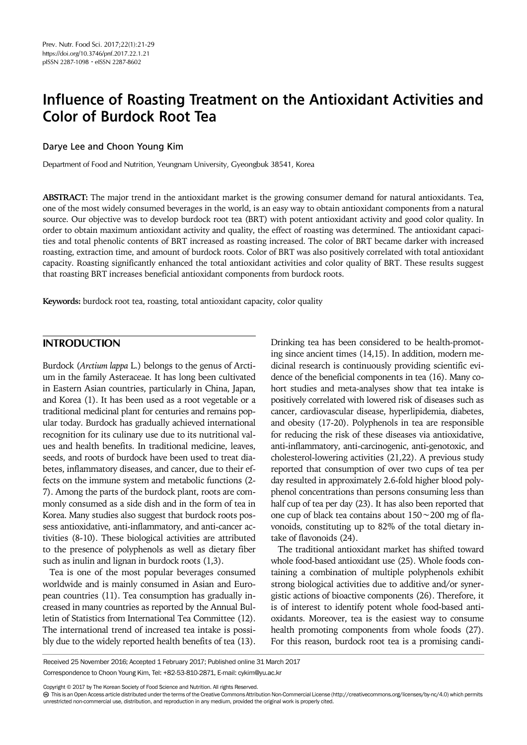# Influence of Roasting Treatment on the Antioxidant Activities and Color of Burdock Root Tea

Darye Lee and Choon Young Kim

Department of Food and Nutrition, Yeungnam University, Gyeongbuk 38541, Korea

**ABSTRACT:** The major trend in the antioxidant market is the growing consumer demand for natural antioxidants. Tea, one of the most widely consumed beverages in the world, is an easy way to obtain antioxidant components from a natural source. Our objective was to develop burdock root tea (BRT) with potent antioxidant activity and good color quality. In order to obtain maximum antioxidant activity and quality, the effect of roasting was determined. The antioxidant capacities and total phenolic contents of BRT increased as roasting increased. The color of BRT became darker with increased roasting, extraction time, and amount of burdock roots. Color of BRT was also positively correlated with total antioxidant capacity. Roasting significantly enhanced the total antioxidant activities and color quality of BRT. These results suggest that roasting BRT increases beneficial antioxidant components from burdock roots.

**Keywords:** burdock root tea, roasting, total antioxidant capacity, color quality

## INTRODUCTION

Burdock (*Arctium lappa* L.) belongs to the genus of Arctium in the family Asteraceae. It has long been cultivated in Eastern Asian countries, particularly in China, Japan, and Korea (1). It has been used as a root vegetable or a traditional medicinal plant for centuries and remains popular today. Burdock has gradually achieved international recognition for its culinary use due to its nutritional values and health benefits. In traditional medicine, leaves, seeds, and roots of burdock have been used to treat diabetes, inflammatory diseases, and cancer, due to their effects on the immune system and metabolic functions (2-7). Among the parts of the burdock plant, roots are commonly consumed as a side dish and in the form of tea in Korea. Many studies also suggest that burdock roots possess antioxidative, anti-inflammatory, and anti-cancer activities (8-10). These biological activities are attributed to the presence of polyphenols as well as dietary fiber such as inulin and lignan in burdock roots (1,3).

Tea is one of the most popular beverages consumed worldwide and is mainly consumed in Asian and European countries (11). Tea consumption has gradually increased in many countries as reported by the Annual Bulletin of Statistics from International Tea Committee (12). The international trend of increased tea intake is possibly due to the widely reported health benefits of tea (13). Drinking tea has been considered to be health-promoting since ancient times (14,15). In addition, modern medicinal research is continuously providing scientific evidence of the beneficial components in tea (16). Many cohort studies and meta-analyses show that tea intake is positively correlated with lowered risk of diseases such as cancer, cardiovascular disease, hyperlipidemia, diabetes, and obesity (17-20). Polyphenols in tea are responsible for reducing the risk of these diseases via antioxidative, anti-inflammatory, anti-carcinogenic, anti-genotoxic, and cholesterol-lowering activities (21,22). A previous study reported that consumption of over two cups of tea per day resulted in approximately 2.6-fold higher blood polyphenol concentrations than persons consuming less than half cup of tea per day (23). It has also been reported that one cup of black tea contains about 150~200 mg of flavonoids, constituting up to 82% of the total dietary intake of flavonoids (24).

The traditional antioxidant market has shifted toward whole food-based antioxidant use (25). Whole foods containing a combination of multiple polyphenols exhibit strong biological activities due to additive and/or synergistic actions of bioactive components (26). Therefore, it is of interest to identify potent whole food-based antioxidants. Moreover, tea is the easiest way to consume health promoting components from whole foods (27). For this reason, burdock root tea is a promising candi-

Received 25 November 2016; Accepted 1 February 2017; Published online 31 March 2017

Correspondence to Choon Young Kim, Tel: +82-53-810-2871, E-mail: cykim@yu.ac.kr

Copyright © 2017 by The Korean Society of Food Science and Nutrition. All rights Reserved.

This is an Open Access article distributed under the terms of the Creative Commons Attribution Non-Commercial License (http://creativecommons.org/licenses/by-nc/4.0) which permits unrestricted non-commercial use, distribution, and reproduction in any medium, provided the original work is properly cited.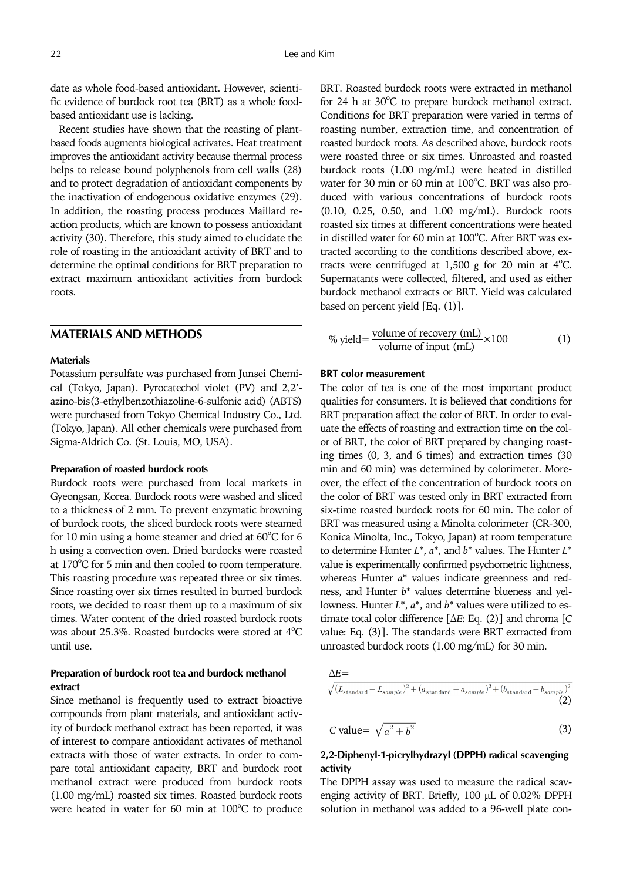date as whole food-based antioxidant. However, scientific evidence of burdock root tea (BRT) as a whole food-based antioxidant use is lacking.

Recent studies have shown that the roasting of plant-based foods augments biological activates. Heat treatment improves the antioxidant activity because thermal process helps to release bound polyphenols from cell walls (28) and to protect degradation of antioxidant components by the inactivation of endogenous oxidative enzymes (29). In addition, the roasting process produces Maillard reaction products, which are known to possess antioxidant activity (30). Therefore, this study aimed to elucidate the role of roasting in the antioxidant activity of BRT and to determine the optimal conditions for BRT preparation to extract maximum antioxidant activities from burdock roots.

## MATERIALS AND METHODS

### Materials

Potassium persulfate was purchased from Junsei Chemical (Tokyo, Japan). Pyrocatechol violet (PV) and 2,2'-azino-bis(3-ethylbenzothiazoline-6-sulfonic acid) (ABTS) were purchased from Tokyo Chemical Industry Co., Ltd. (Tokyo, Japan). All other chemicals were purchased from Sigma-Aldrich Co. (St. Louis, MO, USA).

### Preparation of roasted burdock roots

Burdock roots were purchased from local markets in Gyeongsan, Korea. Burdock roots were washed and sliced to a thickness of 2 mm. To prevent enzymatic browning of burdock roots, the sliced burdock roots were steamed for 10 min using a home steamer and dried at 60°C for 6 h using a convection oven. Dried burdocks were roasted at 170°C for 5 min and then cooled to room temperature. This roasting procedure was repeated three or six times. Since roasting over six times resulted in burned burdock roots, we decided to roast them up to a maximum of six times. Water content of the dried roasted burdock roots was about 25.3%. Roasted burdocks were stored at 4°C until use.

### Preparation of burdock root tea and burdock methanol extract

Since methanol is frequently used to extract bioactive compounds from plant materials, and antioxidant activity of burdock methanol extract has been reported, it was of interest to compare antioxidant activates of methanol extracts with those of water extracts. In order to compare total antioxidant capacity, BRT and burdock root methanol extract were produced from burdock roots (1.00 mg/mL) roasted six times. Roasted burdock roots were heated in water for 60 min at 100°C to produce BRT. Roasted burdock roots were extracted in methanol for 24 h at 30°C to prepare burdock methanol extract. Conditions for BRT preparation were varied in terms of roasting number, extraction time, and concentration of roasted burdock roots. As described above, burdock roots were roasted three or six times. Unroasted and roasted burdock roots (1.00 mg/mL) were heated in distilled water for 30 min or 60 min at 100°C. BRT was also produced with various concentrations of burdock roots (0.10, 0.25, 0.50, and 1.00 mg/mL). Burdock roots roasted six times at different concentrations were heated in distilled water for 60 min at 100°C. After BRT was extracted according to the conditions described above, extracts were centrifuged at 1,500 *g* for 20 min at 4°C. Supernatants were collected, filtered, and used as either burdock methanol extracts or BRT. Yield was calculated based on percent yield [Eq. (1)].

$$\% \text{ yield} = \frac{\text{volume of recovery (mL)}}{\text{volume of input (mL)}} \times 100 \quad (1)$$

### BRT color measurement

The color of tea is one of the most important product qualities for consumers. It is believed that conditions for BRT preparation affect the color of BRT. In order to evaluate the effects of roasting and extraction time on the color of BRT, the color of BRT prepared by changing roasting times (0, 3, and 6 times) and extraction times (30 min and 60 min) was determined by colorimeter. Moreover, the effect of the concentration of burdock roots on the color of BRT was tested only in BRT extracted from six-time roasted burdock roots for 60 min. The color of BRT was measured using a Minolta colorimeter (CR-300, Konica Minolta, Inc., Tokyo, Japan) at room temperature to determine Hunter $L^*$, $a^*$, and $b^*$ values. The Hunter $L^*$ value is experimentally confirmed psychometric lightness, whereas Hunter $a^*$ values indicate greenness and redness, and Hunter $b^*$ values determine blueness and yellowness. Hunter $L^*$, $a^*$, and $b^*$ values were utilized to estimate total color difference [$\Delta E$: Eq. (2)] and chroma [$C$ value: Eq. (3)]. The standards were BRT extracted from unroasted burdock roots (1.00 mg/mL) for 30 min.

$$\Delta E = \sqrt{(L_{\text{standard}} - L_{sample})^2 + (a_{\text{standard}} - a_{sample})^2 + (b_{\text{standard}} - b_{sample})^2} \quad (2)$$

$$C \text{ value} = \sqrt{a^2 + b^2} \quad (3)$$

### 2,2-Diphenyl-1-picrylhydrazyl (DPPH) radical scavenging activity

The DPPH assay was used to measure the radical scavenging activity of BRT. Briefly, 100 μL of 0.02% DPPH solution in methanol was added to a 96-well plate con-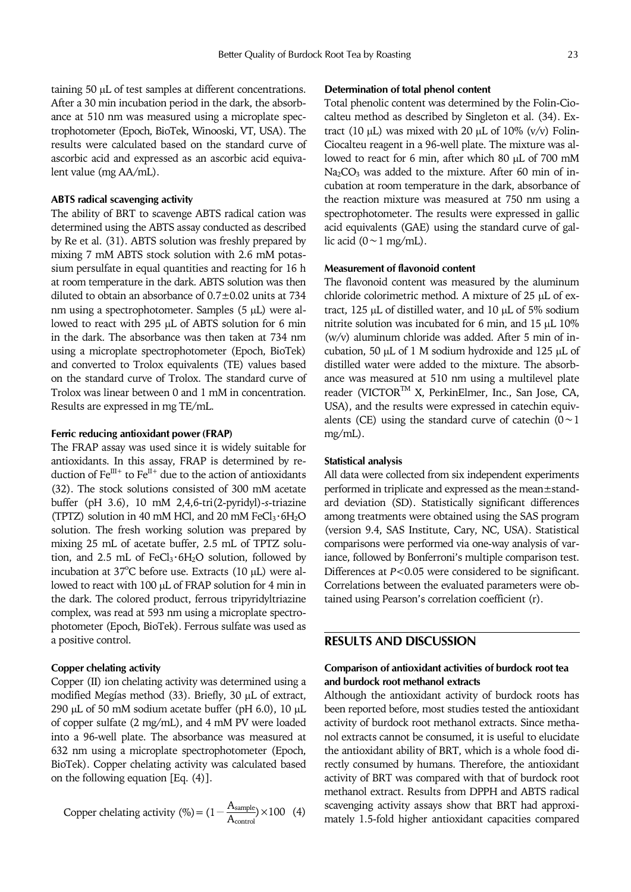taining 50 μL of test samples at different concentrations. After a 30 min incubation period in the dark, the absorbance at 510 nm was measured using a microplate spectrophotometer (Epoch, BioTek, Winooski, VT, USA). The results were calculated based on the standard curve of ascorbic acid and expressed as an ascorbic acid equivalent value (mg AA/mL).

### ABTS radical scavenging activity

The ability of BRT to scavenge ABTS radical cation was determined using the ABTS assay conducted as described by Re et al. (31). ABTS solution was freshly prepared by mixing 7 mM ABTS stock solution with 2.6 mM potassium persulfate in equal quantities and reacting for 16 h at room temperature in the dark. ABTS solution was then diluted to obtain an absorbance of 0.7±0.02 units at 734 nm using a spectrophotometer. Samples (5 μL) were allowed to react with 295 μL of ABTS solution for 6 min in the dark. The absorbance was then taken at 734 nm using a microplate spectrophotometer (Epoch, BioTek) and converted to Trolox equivalents (TE) values based on the standard curve of Trolox. The standard curve of Trolox was linear between 0 and 1 mM in concentration. Results are expressed in mg TE/mL.

### Ferric reducing antioxidant power (FRAP)

The FRAP assay was used since it is widely suitable for antioxidants. In this assay, FRAP is determined by reduction of $Fe^{III+}$ to $Fe^{II+}$ due to the action of antioxidants (32). The stock solutions consisted of 300 mM acetate buffer (pH 3.6), 10 mM 2,4,6-tri(2-pyridyl)-*s*-triazine (TPTZ) solution in 40 mM HCl, and 20 mM $FeCl_3 \cdot 6H_2O$ solution. The fresh working solution was prepared by mixing 25 mL of acetate buffer, 2.5 mL of TPTZ solution, and 2.5 mL of $FeCl_3 \cdot 6H_2O$ solution, followed by incubation at 37°C before use. Extracts (10 μL) were allowed to react with 100 μL of FRAP solution for 4 min in the dark. The colored product, ferrous tripyridyltriazine complex, was read at 593 nm using a microplate spectrophotometer (Epoch, BioTek). Ferrous sulfate was used as a positive control.

### Copper chelating activity

Copper (II) ion chelating activity was determined using a modified Megías method (33). Briefly, 30 μL of extract, 290 μL of 50 mM sodium acetate buffer (pH 6.0), 10 μL of copper sulfate (2 mg/mL), and 4 mM PV were loaded into a 96-well plate. The absorbance was measured at 632 nm using a microplate spectrophotometer (Epoch, BioTek). Copper chelating activity was calculated based on the following equation [Eq. (4)].

$$\text{Copper chelating activity (\%)} = \left(1 - \frac{A_{sample}}{A_{control}}\right) \times 100 \quad (4)$$

### Determination of total phenol content

Total phenolic content was determined by the Folin-Ciocalteu method as described by Singleton et al. (34). Extract (10 μL) was mixed with 20 μL of 10% (v/v) Folin-Ciocalteu reagent in a 96-well plate. The mixture was allowed to react for 6 min, after which 80 μL of 700 mM $Na_2CO_3$ was added to the mixture. After 60 min of incubation at room temperature in the dark, absorbance of the reaction mixture was measured at 750 nm using a spectrophotometer. The results were expressed in gallic acid equivalents (GAE) using the standard curve of gallic acid (0～1 mg/mL).

### Measurement of flavonoid content

The flavonoid content was measured by the aluminum chloride colorimetric method. A mixture of 25 μL of extract, 125 μL of distilled water, and 10 μL of 5% sodium nitrite solution was incubated for 6 min, and 15 μL 10% (w/v) aluminum chloride was added. After 5 min of incubation, 50 μL of 1 M sodium hydroxide and 125 μL of distilled water were added to the mixture. The absorbance was measured at 510 nm using a multilevel plate reader (VICTOR™ X, PerkinElmer, Inc., San Jose, CA, USA), and the results were expressed in catechin equivalents (CE) using the standard curve of catechin (0～1 mg/mL).

### Statistical analysis

All data were collected from six independent experiments performed in triplicate and expressed as the mean±standard deviation (SD). Statistically significant differences among treatments were obtained using the SAS program (version 9.4, SAS Institute, Cary, NC, USA). Statistical comparisons were performed via one-way analysis of variance, followed by Bonferroni's multiple comparison test. Differences at $P<0.05$ were considered to be significant. Correlations between the evaluated parameters were obtained using Pearson's correlation coefficient (r).

## RESULTS AND DISCUSSION

### Comparison of antioxidant activities of burdock root tea and burdock root methanol extracts

Although the antioxidant activity of burdock roots has been reported before, most studies tested the antioxidant activity of burdock root methanol extracts. Since methanol extracts cannot be consumed, it is useful to elucidate the antioxidant ability of BRT, which is a whole food directly consumed by humans. Therefore, the antioxidant activity of BRT was compared with that of burdock root methanol extract. Results from DPPH and ABTS radical scavenging activity assays show that BRT had approximately 1.5-fold higher antioxidant capacities compared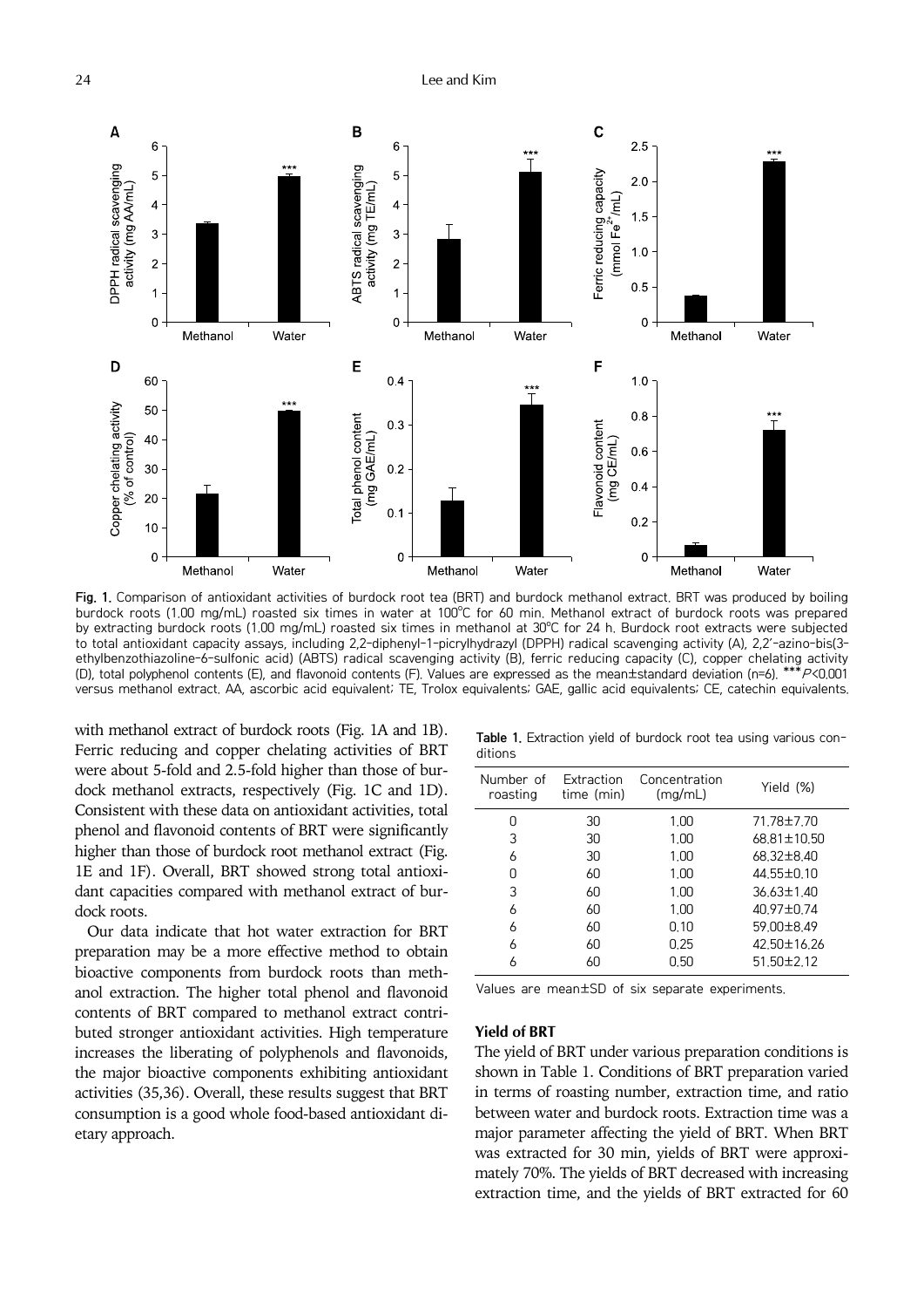Fig. 1. Comparison of antioxidant activities of burdock root tea (BRT) and burdock methanol extract. BRT was produced by boiling burdock roots (1.00 mg/mL) roasted six times in water at 100°C for 60 min. Methanol extract of burdock roots was prepared by extracting burdock roots (1.00 mg/mL) roasted six times in methanol at 30°C for 24 h. Burdock root extracts were subjected to total antioxidant capacity assays, including 2,2-diphenyl-1-picrylhydrazyl (DPPH) radical scavenging activity (A), 2,2′-azino-bis(3-ethylbenzothiazoline-6-sulfonic acid) (ABTS) radical scavenging activity (B), ferric reducing capacity (C), copper chelating activity (D), total polyphenol contents (E), and flavonoid contents (F). Values are expressed as the mean±standard deviation (n=6). ***$P<0.001$ versus methanol extract. AA, ascorbic acid equivalent; TE, Trolox equivalents; GAE, gallic acid equivalents; CE, catechin equivalents.

with methanol extract of burdock roots (Fig. 1A and 1B). Ferric reducing and copper chelating activities of BRT were about 5-fold and 2.5-fold higher than those of burdock methanol extracts, respectively (Fig. 1C and 1D). Consistent with these data on antioxidant activities, total phenol and flavonoid contents of BRT were significantly higher than those of burdock root methanol extract (Fig. 1E and 1F). Overall, BRT showed strong total antioxidant capacities compared with methanol extract of burdock roots.

Our data indicate that hot water extraction for BRT preparation may be a more effective method to obtain bioactive components from burdock roots than methanol extraction. The higher total phenol and flavonoid contents of BRT compared to methanol extract contributed stronger antioxidant activities. High temperature increases the liberating of polyphenols and flavonoids, the major bioactive components exhibiting antioxidant activities (35,36). Overall, these results suggest that BRT consumption is a good whole food-based antioxidant dietary approach.

**Table 1.** Extraction yield of burdock root tea using various conditions

| Number of roasting | Extraction time (min) | Concentration (mg/mL) | Yield (%) |
|---|---|---|---|
| 0 | 30 | 1.00 | 71.78±7.70 |
| 3 | 30 | 1.00 | 68.81±10.50 |
| 6 | 30 | 1.00 | 68.32±8.40 |
| 0 | 60 | 1.00 | 44.55±0.10 |
| 3 | 60 | 1.00 | 36.63±1.40 |
| 6 | 60 | 1.00 | 40.97±0.74 |
| 6 | 60 | 0.10 | 59.00±8.49 |
| 6 | 60 | 0.25 | 42.50±16.26 |
| 6 | 60 | 0.50 | 51.50±2.12 |

Values are mean±SD of six separate experiments.

### Yield of BRT

The yield of BRT under various preparation conditions is shown in Table 1. Conditions of BRT preparation varied in terms of roasting number, extraction time, and ratio between water and burdock roots. Extraction time was a major parameter affecting the yield of BRT. When BRT was extracted for 30 min, yields of BRT were approximately 70%. The yields of BRT decreased with increasing extraction time, and the yields of BRT extracted for 60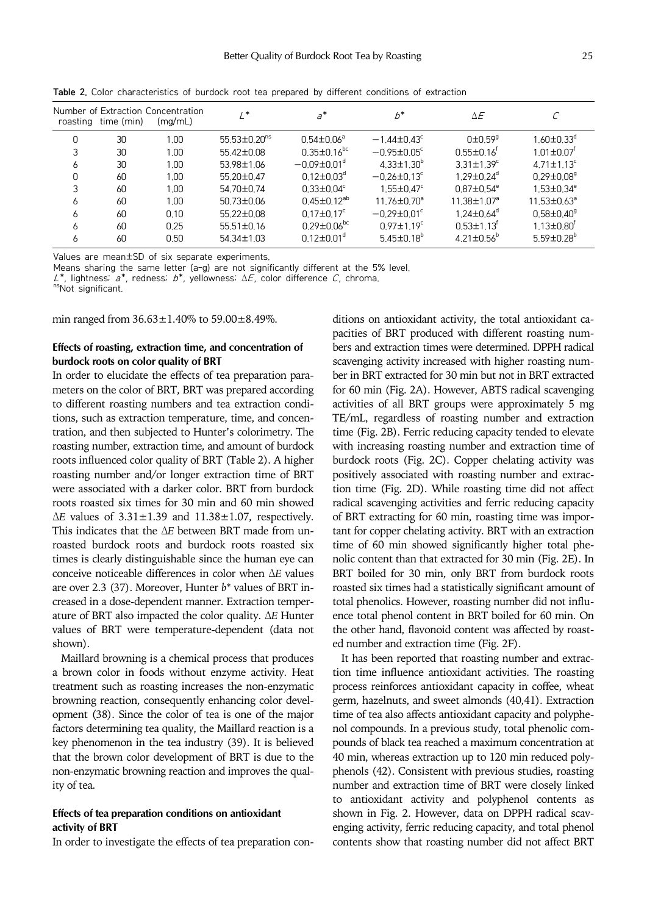**Table 2.** Color characteristics of burdock root tea prepared by different conditions of extraction

| Number of roasting | Extraction time (min) | Concentration (mg/mL) | $L^*$ | $a^*$ | $b^*$ | $\Delta E$ | $C$ |
|---|---|---|---|---|---|---|---|
| 0 | 30 | 1.00 | $55.53\pm0.20^{ns}$ | $0.54\pm0.06^{a}$ | $-1.44\pm0.43^{c}$ | $0\pm0.59^{g}$ | $1.60\pm0.33^{d}$ |
| 3 | 30 | 1.00 | $55.42\pm0.08$ | $0.35\pm0.16^{bc}$ | $-0.95\pm0.05^{c}$ | $0.55\pm0.16^{f}$ | $1.01\pm0.07^{f}$ |
| 6 | 30 | 1.00 | $53.98\pm1.06$ | $-0.09\pm0.01^{d}$ | $4.33\pm1.30^{b}$ | $3.31\pm1.39^{c}$ | $4.71\pm1.13^{c}$ |
| 0 | 60 | 1.00 | $55.20\pm0.47$ | $0.12\pm0.03^{d}$ | $-0.26\pm0.13^{c}$ | $1.29\pm0.24^{d}$ | $0.29\pm0.08^{g}$ |
| 3 | 60 | 1.00 | $54.70\pm0.74$ | $0.33\pm0.04^{c}$ | $1.55\pm0.47^{c}$ | $0.87\pm0.54^{e}$ | $1.53\pm0.34^{e}$ |
| 6 | 60 | 1.00 | $50.73\pm0.06$ | $0.45\pm0.12^{ab}$ | $11.76\pm0.70^{a}$ | $11.38\pm1.07^{a}$ | $11.53\pm0.63^{a}$ |
| 6 | 60 | 0.10 | $55.22\pm0.08$ | $0.17\pm0.17^{c}$ | $-0.29\pm0.01^{c}$ | $1.24\pm0.64^{d}$ | $0.58\pm0.40^{g}$ |
| 6 | 60 | 0.25 | $55.51\pm0.16$ | $0.29\pm0.06^{bc}$ | $0.97\pm1.19^{c}$ | $0.53\pm1.13^{f}$ | $1.13\pm0.80^{f}$ |
| 6 | 60 | 0.50 | $54.34\pm1.03$ | $0.12\pm0.01^{d}$ | $5.45\pm0.18^{b}$ | $4.21\pm0.56^{b}$ | $5.59\pm0.28^{b}$ |

Values are mean±SD of six separate experiments.
Means sharing the same letter (a-g) are not significantly different at the 5% level.
$L^*$, lightness; $a^*$, redness; $b^*$, yellowness; $\Delta E$, color difference $C$, chroma.
[ns]Not significant.

min ranged from 36.63±1.40% to 59.00±8.49%.

### Effects of roasting, extraction time, and concentration of burdock roots on color quality of BRT

In order to elucidate the effects of tea preparation parameters on the color of BRT, BRT was prepared according to different roasting numbers and tea extraction conditions, such as extraction temperature, time, and concentration, and then subjected to Hunter's colorimetry. The roasting number, extraction time, and amount of burdock roots influenced color quality of BRT (Table 2). A higher roasting number and/or longer extraction time of BRT were associated with a darker color. BRT from burdock roots roasted six times for 30 min and 60 min showed $\Delta E$ values of 3.31±1.39 and 11.38±1.07, respectively. This indicates that the $\Delta E$ between BRT made from unroasted burdock roots and burdock roots roasted six times is clearly distinguishable since the human eye can conceive noticeable differences in color when $\Delta E$ values are over 2.3 (37). Moreover, Hunter $b^*$ values of BRT increased in a dose-dependent manner. Extraction temperature of BRT also impacted the color quality. $\Delta E$ Hunter values of BRT were temperature-dependent (data not shown).

Maillard browning is a chemical process that produces a brown color in foods without enzyme activity. Heat treatment such as roasting increases the non-enzymatic browning reaction, consequently enhancing color development (38). Since the color of tea is one of the major factors determining tea quality, the Maillard reaction is a key phenomenon in the tea industry (39). It is believed that the brown color development of BRT is due to the non-enzymatic browning reaction and improves the quality of tea.

### Effects of tea preparation conditions on antioxidant activity of BRT

In order to investigate the effects of tea preparation conditions on antioxidant activity, the total antioxidant capacities of BRT produced with different roasting numbers and extraction times were determined. DPPH radical scavenging activity increased with higher roasting number in BRT extracted for 30 min but not in BRT extracted for 60 min (Fig. 2A). However, ABTS radical scavenging activities of all BRT groups were approximately 5 mg TE/mL, regardless of roasting number and extraction time (Fig. 2B). Ferric reducing capacity tended to elevate with increasing roasting number and extraction time of burdock roots (Fig. 2C). Copper chelating activity was positively associated with roasting number and extraction time (Fig. 2D). While roasting time did not affect radical scavenging activities and ferric reducing capacity of BRT extracting for 60 min, roasting time was important for copper chelating activity. BRT with an extraction time of 60 min showed significantly higher total phenolic content than that extracted for 30 min (Fig. 2E). In BRT boiled for 30 min, only BRT from burdock roots roasted six times had a statistically significant amount of total phenolics. However, roasting number did not influence total phenol content in BRT boiled for 60 min. On the other hand, flavonoid content was affected by roasted number and extraction time (Fig. 2F).

It has been reported that roasting number and extraction time influence antioxidant activities. The roasting process reinforces antioxidant capacity in coffee, wheat germ, hazelnuts, and sweet almonds (40,41). Extraction time of tea also affects antioxidant capacity and polyphenol compounds. In a previous study, total phenolic compounds of black tea reached a maximum concentration at 40 min, whereas extraction up to 120 min reduced polyphenols (42). Consistent with previous studies, roasting number and extraction time of BRT were closely linked to antioxidant activity and polyphenol contents as shown in Fig. 2. However, data on DPPH radical scavenging activity, ferric reducing capacity, and total phenol contents show that roasting number did not affect BRT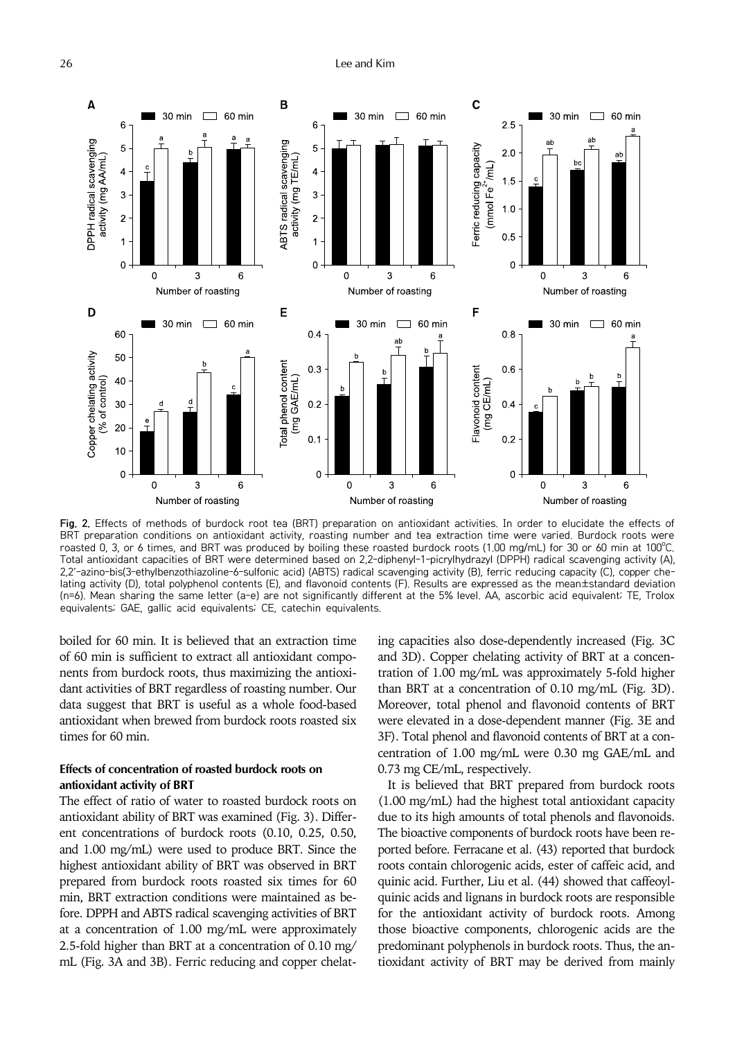**Fig. 2.** Effects of methods of burdock root tea (BRT) preparation on antioxidant activities. In order to elucidate the effects of BRT preparation conditions on antioxidant activity, roasting number and tea extraction time were varied. Burdock roots were roasted 0, 3, or 6 times, and BRT was produced by boiling these roasted burdock roots (1.00 mg/mL) for 30 or 60 min at 100°C. Total antioxidant capacities of BRT were determined based on 2,2-diphenyl-1-picrylhydrazyl (DPPH) radical scavenging activity (A), 2,2′-azino-bis(3-ethylbenzothiazoline-6-sulfonic acid) (ABTS) radical scavenging activity (B), ferric reducing capacity (C), copper chelating activity (D), total polyphenol contents (E), and flavonoid contents (F). Results are expressed as the mean±standard deviation (n=6). Mean sharing the same letter (a-e) are not significantly different at the 5% level. AA, ascorbic acid equivalent; TE, Trolox equivalents; GAE, gallic acid equivalents; CE, catechin equivalents.

boiled for 60 min. It is believed that an extraction time of 60 min is sufficient to extract all antioxidant components from burdock roots, thus maximizing the antioxidant activities of BRT regardless of roasting number. Our data suggest that BRT is useful as a whole food-based antioxidant when brewed from burdock roots roasted six times for 60 min.

### Effects of concentration of roasted burdock roots on antioxidant activity of BRT

The effect of ratio of water to roasted burdock roots on antioxidant ability of BRT was examined (Fig. 3). Different concentrations of burdock roots (0.10, 0.25, 0.50, and 1.00 mg/mL) were used to produce BRT. Since the highest antioxidant ability of BRT was observed in BRT prepared from burdock roots roasted six times for 60 min, BRT extraction conditions were maintained as before. DPPH and ABTS radical scavenging activities of BRT at a concentration of 1.00 mg/mL were approximately 2.5-fold higher than BRT at a concentration of 0.10 mg/mL (Fig. 3A and 3B). Ferric reducing and copper chelating capacities also dose-dependently increased (Fig. 3C and 3D). Copper chelating activity of BRT at a concentration of 1.00 mg/mL was approximately 5-fold higher than BRT at a concentration of 0.10 mg/mL (Fig. 3D). Moreover, total phenol and flavonoid contents of BRT were elevated in a dose-dependent manner (Fig. 3E and 3F). Total phenol and flavonoid contents of BRT at a concentration of 1.00 mg/mL were 0.30 mg GAE/mL and 0.73 mg CE/mL, respectively.

It is believed that BRT prepared from burdock roots (1.00 mg/mL) had the highest total antioxidant capacity due to its high amounts of total phenols and flavonoids. The bioactive components of burdock roots have been reported before. Ferracane et al. (43) reported that burdock roots contain chlorogenic acids, ester of caffeic acid, and quinic acid. Further, Liu et al. (44) showed that caffeoylquinic acids and lignans in burdock roots are responsible for the antioxidant activity of burdock roots. Among those bioactive components, chlorogenic acids are the predominant polyphenols in burdock roots. Thus, the antioxidant activity of BRT may be derived from mainly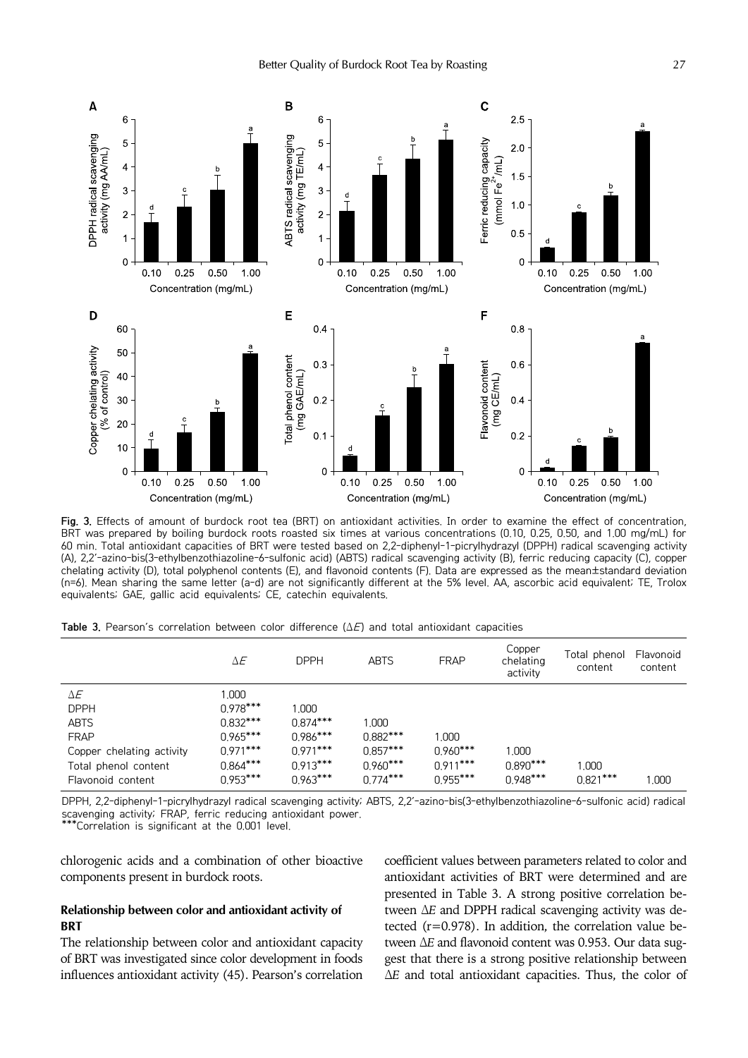Fig. 3. Effects of amount of burdock root tea (BRT) on antioxidant activities. In order to examine the effect of concentration, BRT was prepared by boiling burdock roots roasted six times at various concentrations (0.10, 0.25, 0.50, and 1.00 mg/mL) for 60 min. Total antioxidant capacities of BRT were tested based on 2,2-diphenyl-1-picrylhydrazyl (DPPH) radical scavenging activity (A), 2,2′-azino-bis(3-ethylbenzothiazoline-6-sulfonic acid) (ABTS) radical scavenging activity (B), ferric reducing capacity (C), copper chelating activity (D), total polyphenol contents (E), and flavonoid contents (F). Data are expressed as the mean±standard deviation (n=6). Mean sharing the same letter (a-d) are not significantly different at the 5% level. AA, ascorbic acid equivalent; TE, Trolox equivalents; GAE, gallic acid equivalents; CE, catechin equivalents.

**Table 3.** Pearson's correlation between color difference ($\Delta E$) and total antioxidant capacities

| | $\Delta E$ | DPPH | ABTS | FRAP | Copper chelating activity | Total phenol content | Flavonoid content |
|---|---|---|---|---|---|---|---|
| $\Delta E$ | 1.000 | | | | | | |
| DPPH | 0.978*** | 1.000 | | | | | |
| ABTS | 0.832*** | 0.874*** | 1.000 | | | | |
| FRAP | 0.965*** | 0.986*** | 0.882*** | 1.000 | | | |
| Copper chelating activity | 0.971*** | 0.971*** | 0.857*** | 0.960*** | 1.000 | | |
| Total phenol content | 0.864*** | 0.913*** | 0.960*** | 0.911*** | 0.890*** | 1.000 | |
| Flavonoid content | 0.953*** | 0.963*** | 0.774*** | 0.955*** | 0.948*** | 0.821*** | 1.000 |

DPPH, 2,2-diphenyl-1-picrylhydrazyl radical scavenging activity; ABTS, 2,2′-azino-bis(3-ethylbenzothiazoline-6-sulfonic acid) radical scavenging activity; FRAP, ferric reducing antioxidant power.
***Correlation is significant at the 0.001 level.

chlorogenic acids and a combination of other bioactive components present in burdock roots.

### Relationship between color and antioxidant activity of BRT

The relationship between color and antioxidant capacity of BRT was investigated since color development in foods influences antioxidant activity (45). Pearson's correlation coefficient values between parameters related to color and antioxidant activities of BRT were determined and are presented in Table 3. A strong positive correlation between $\Delta E$ and DPPH radical scavenging activity was detected (r=0.978). In addition, the correlation value between $\Delta E$ and flavonoid content was 0.953. Our data suggest that there is a strong positive relationship between $\Delta E$ and total antioxidant capacities. Thus, the color of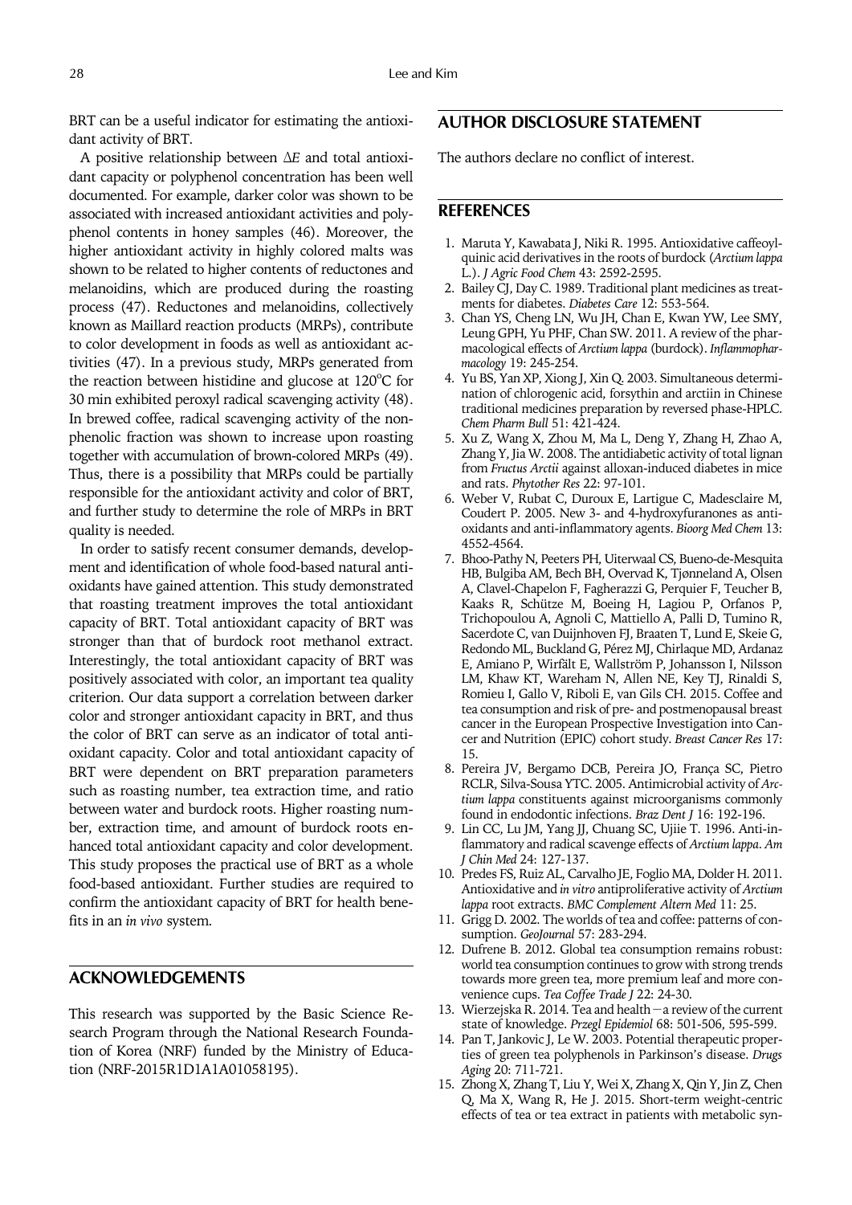BRT can be a useful indicator for estimating the antioxidant activity of BRT.

A positive relationship between $\Delta E$ and total antioxidant capacity or polyphenol concentration has been well documented. For example, darker color was shown to be associated with increased antioxidant activities and polyphenol contents in honey samples (46). Moreover, the higher antioxidant activity in highly colored malts was shown to be related to higher contents of reductones and melanoidins, which are produced during the roasting process (47). Reductones and melanoidins, collectively known as Maillard reaction products (MRPs), contribute to color development in foods as well as antioxidant activities (47). In a previous study, MRPs generated from the reaction between histidine and glucose at 120°C for 30 min exhibited peroxyl radical scavenging activity (48). In brewed coffee, radical scavenging activity of the nonphenolic fraction was shown to increase upon roasting together with accumulation of brown-colored MRPs (49). Thus, there is a possibility that MRPs could be partially responsible for the antioxidant activity and color of BRT, and further study to determine the role of MRPs in BRT quality is needed.

In order to satisfy recent consumer demands, development and identification of whole food-based natural antioxidants have gained attention. This study demonstrated that roasting treatment improves the total antioxidant capacity of BRT. Total antioxidant capacity of BRT was stronger than that of burdock root methanol extract. Interestingly, the total antioxidant capacity of BRT was positively associated with color, an important tea quality criterion. Our data support a correlation between darker color and stronger antioxidant capacity in BRT, and thus the color of BRT can serve as an indicator of total antioxidant capacity. Color and total antioxidant capacity of BRT were dependent on BRT preparation parameters such as roasting number, tea extraction time, and ratio between water and burdock roots. Higher roasting number, extraction time, and amount of burdock roots enhanced total antioxidant capacity and color development. This study proposes the practical use of BRT as a whole food-based antioxidant. Further studies are required to confirm the antioxidant capacity of BRT for health benefits in an *in vivo* system.

## ACKNOWLEDGEMENTS

This research was supported by the Basic Science Research Program through the National Research Foundation of Korea (NRF) funded by the Ministry of Education (NRF-2015R1D1A1A01058195).

## AUTHOR DISCLOSURE STATEMENT

The authors declare no conflict of interest.

## REFERENCES

1. Maruta Y, Kawabata J, Niki R. 1995. Antioxidative caffeoylquinic acid derivatives in the roots of burdock (*Arctium lappa* L.). *J Agric Food Chem* 43: 2592-2595.
2. Bailey CJ, Day C. 1989. Traditional plant medicines as treatments for diabetes. *Diabetes Care* 12: 553-564.
3. Chan YS, Cheng LN, Wu JH, Chan E, Kwan YW, Lee SMY, Leung GPH, Yu PHF, Chan SW. 2011. A review of the pharmacological effects of *Arctium lappa* (burdock). *Inflammopharmacology* 19: 245-254.
4. Yu BS, Yan XP, Xiong J, Xin Q. 2003. Simultaneous determination of chlorogenic acid, forsythin and arctiin in Chinese traditional medicines preparation by reversed phase-HPLC. *Chem Pharm Bull* 51: 421-424.
5. Xu Z, Wang X, Zhou M, Ma L, Deng Y, Zhang H, Zhao A, Zhang Y, Jia W. 2008. The antidiabetic activity of total lignan from *Fructus Arctii* against alloxan-induced diabetes in mice and rats. *Phytother Res* 22: 97-101.
6. Weber V, Rubat C, Duroux E, Lartigue C, Madesclaire M, Coudert P. 2005. New 3- and 4-hydroxyfuranones as antioxidants and anti-inflammatory agents. *Bioorg Med Chem* 13: 4552-4564.
7. Bhoo-Pathy N, Peeters PH, Uiterwaal CS, Bueno-de-Mesquita HB, Bulgiba AM, Bech BH, Overvad K, Tjønneland A, Olsen A, Clavel-Chapelon F, Fagherazzi G, Perquier F, Teucher B, Kaaks R, Schütze M, Boeing H, Lagiou P, Orfanos P, Trichopoulou A, Agnoli C, Mattiello A, Palli D, Tumino R, Sacerdote C, van Duijnhoven FJ, Braaten T, Lund E, Skeie G, Redondo ML, Buckland G, Pérez MJ, Chirlaque MD, Ardanaz E, Amiano P, Wirfält E, Wallström P, Johansson I, Nilsson LM, Khaw KT, Wareham N, Allen NE, Key TJ, Rinaldi S, Romieu I, Gallo V, Riboli E, van Gils CH. 2015. Coffee and tea consumption and risk of pre- and postmenopausal breast cancer in the European Prospective Investigation into Cancer and Nutrition (EPIC) cohort study. *Breast Cancer Res* 17: 15.
8. Pereira JV, Bergamo DCB, Pereira JO, França SC, Pietro RCLR, Silva-Sousa YTC. 2005. Antimicrobial activity of *Arctium lappa* constituents against microorganisms commonly found in endodontic infections. *Braz Dent J* 16: 192-196.
9. Lin CC, Lu JM, Yang JJ, Chuang SC, Ujiie T. 1996. Anti-inflammatory and radical scavenge effects of *Arctium lappa*. *Am J Chin Med* 24: 127-137.
10. Predes FS, Ruiz AL, Carvalho JE, Foglio MA, Dolder H. 2011. Antioxidative and *in vitro* antiproliferative activity of *Arctium lappa* root extracts. *BMC Complement Altern Med* 11: 25.
11. Grigg D. 2002. The worlds of tea and coffee: patterns of consumption. *GeoJournal* 57: 283-294.
12. Dufrene B. 2012. Global tea consumption remains robust: world tea consumption continues to grow with strong trends towards more green tea, more premium leaf and more convenience cups. *Tea Coffee Trade J* 22: 24-30.
13. Wierzejska R. 2014. Tea and health－a review of the current state of knowledge. *Przegl Epidemiol* 68: 501-506, 595-599.
14. Pan T, Jankovic J, Le W. 2003. Potential therapeutic properties of green tea polyphenols in Parkinson's disease. *Drugs Aging* 20: 711-721.
15. Zhong X, Zhang T, Liu Y, Wei X, Zhang X, Qin Y, Jin Z, Chen Q, Ma X, Wang R, He J. 2015. Short-term weight-centric effects of tea or tea extract in patients with metabolic syn-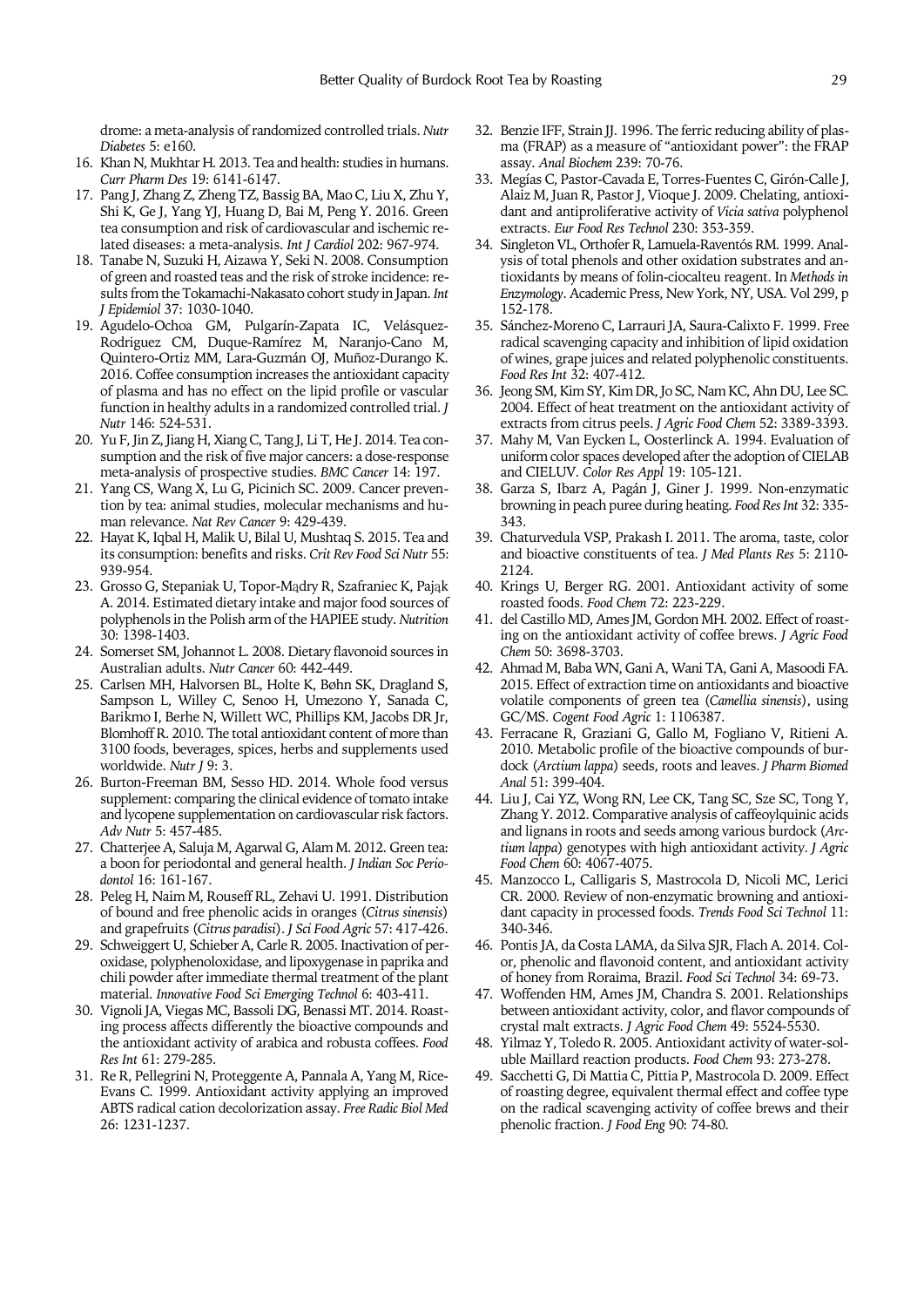drome: a meta-analysis of randomized controlled trials. *Nutr Diabetes* 5: e160.

16. Khan N, Mukhtar H. 2013. Tea and health: studies in humans. *Curr Pharm Des* 19: 6141-6147.
17. Pang J, Zhang Z, Zheng TZ, Bassig BA, Mao C, Liu X, Zhu Y, Shi K, Ge J, Yang YJ, Huang D, Bai M, Peng Y. 2016. Green tea consumption and risk of cardiovascular and ischemic related diseases: a meta-analysis. *Int J Cardiol* 202: 967-974.
18. Tanabe N, Suzuki H, Aizawa Y, Seki N. 2008. Consumption of green and roasted teas and the risk of stroke incidence: results from the Tokamachi-Nakasato cohort study in Japan. *Int J Epidemiol* 37: 1030-1040.
19. Agudelo-Ochoa GM, Pulgarín-Zapata IC, Velásquez-Rodriguez CM, Duque-Ramírez M, Naranjo-Cano M, Quintero-Ortiz MM, Lara-Guzmán OJ, Muñoz-Durango K. 2016. Coffee consumption increases the antioxidant capacity of plasma and has no effect on the lipid profile or vascular function in healthy adults in a randomized controlled trial. *J Nutr* 146: 524-531.
20. Yu F, Jin Z, Jiang H, Xiang C, Tang J, Li T, He J. 2014. Tea consumption and the risk of five major cancers: a dose-response meta-analysis of prospective studies. *BMC Cancer* 14: 197.
21. Yang CS, Wang X, Lu G, Picinich SC. 2009. Cancer prevention by tea: animal studies, molecular mechanisms and human relevance. *Nat Rev Cancer* 9: 429-439.
22. Hayat K, Iqbal H, Malik U, Bilal U, Mushtaq S. 2015. Tea and its consumption: benefits and risks. *Crit Rev Food Sci Nutr* 55: 939-954.
23. Grosso G, Stepaniak U, Topor-Mądry R, Szafraniec K, Pająk A. 2014. Estimated dietary intake and major food sources of polyphenols in the Polish arm of the HAPIEE study. *Nutrition* 30: 1398-1403.
24. Somerset SM, Johannot L. 2008. Dietary flavonoid sources in Australian adults. *Nutr Cancer* 60: 442-449.
25. Carlsen MH, Halvorsen BL, Holte K, Bøhn SK, Dragland S, Sampson L, Willey C, Senoo H, Umezono Y, Sanada C, Barikmo I, Berhe N, Willett WC, Phillips KM, Jacobs DR Jr, Blomhoff R. 2010. The total antioxidant content of more than 3100 foods, beverages, spices, herbs and supplements used worldwide. *Nutr J* 9: 3.
26. Burton-Freeman BM, Sesso HD. 2014. Whole food versus supplement: comparing the clinical evidence of tomato intake and lycopene supplementation on cardiovascular risk factors. *Adv Nutr* 5: 457-485.
27. Chatterjee A, Saluja M, Agarwal G, Alam M. 2012. Green tea: a boon for periodontal and general health. *J Indian Soc Periodontol* 16: 161-167.
28. Peleg H, Naim M, Rouseff RL, Zehavi U. 1991. Distribution of bound and free phenolic acids in oranges (*Citrus sinensis*) and grapefruits (*Citrus paradisi*). *J Sci Food Agric* 57: 417-426.
29. Schweiggert U, Schieber A, Carle R. 2005. Inactivation of peroxidase, polyphenoloxidase, and lipoxygenase in paprika and chili powder after immediate thermal treatment of the plant material. *Innovative Food Sci Emerging Technol* 6: 403-411.
30. Vignoli JA, Viegas MC, Bassoli DG, Benassi MT. 2014. Roasting process affects differently the bioactive compounds and the antioxidant activity of arabica and robusta coffees. *Food Res Int* 61: 279-285.
31. Re R, Pellegrini N, Proteggente A, Pannala A, Yang M, Rice-Evans C. 1999. Antioxidant activity applying an improved ABTS radical cation decolorization assay. *Free Radic Biol Med* 26: 1231-1237.
32. Benzie IFF, Strain JJ. 1996. The ferric reducing ability of plasma (FRAP) as a measure of "antioxidant power": the FRAP assay. *Anal Biochem* 239: 70-76.
33. Megías C, Pastor-Cavada E, Torres-Fuentes C, Girón-Calle J, Alaiz M, Juan R, Pastor J, Vioque J. 2009. Chelating, antioxidant and antiproliferative activity of *Vicia sativa* polyphenol extracts. *Eur Food Res Technol* 230: 353-359.
34. Singleton VL, Orthofer R, Lamuela-Raventós RM. 1999. Analysis of total phenols and other oxidation substrates and antioxidants by means of folin-ciocalteu reagent. In *Methods in Enzymology*. Academic Press, New York, NY, USA. Vol 299, p 152-178.
35. Sánchez-Moreno C, Larrauri JA, Saura-Calixto F. 1999. Free radical scavenging capacity and inhibition of lipid oxidation of wines, grape juices and related polyphenolic constituents. *Food Res Int* 32: 407-412.
36. Jeong SM, Kim SY, Kim DR, Jo SC, Nam KC, Ahn DU, Lee SC. 2004. Effect of heat treatment on the antioxidant activity of extracts from citrus peels. *J Agric Food Chem* 52: 3389-3393.
37. Mahy M, Van Eycken L, Oosterlinck A. 1994. Evaluation of uniform color spaces developed after the adoption of CIELAB and CIELUV. *Color Res Appl* 19: 105-121.
38. Garza S, Ibarz A, Pagán J, Giner J. 1999. Non-enzymatic browning in peach puree during heating. *Food Res Int* 32: 335-343.
39. Chaturvedula VSP, Prakash I. 2011. The aroma, taste, color and bioactive constituents of tea. *J Med Plants Res* 5: 2110-2124.
40. Krings U, Berger RG. 2001. Antioxidant activity of some roasted foods. *Food Chem* 72: 223-229.
41. del Castillo MD, Ames JM, Gordon MH. 2002. Effect of roasting on the antioxidant activity of coffee brews. *J Agric Food Chem* 50: 3698-3703.
42. Ahmad M, Baba WN, Gani A, Wani TA, Gani A, Masoodi FA. 2015. Effect of extraction time on antioxidants and bioactive volatile components of green tea (*Camellia sinensis*), using GC/MS. *Cogent Food Agric* 1: 1106387.
43. Ferracane R, Graziani G, Gallo M, Fogliano V, Ritieni A. 2010. Metabolic profile of the bioactive compounds of burdock (*Arctium lappa*) seeds, roots and leaves. *J Pharm Biomed Anal* 51: 399-404.
44. Liu J, Cai YZ, Wong RN, Lee CK, Tang SC, Sze SC, Tong Y, Zhang Y. 2012. Comparative analysis of caffeoylquinic acids and lignans in roots and seeds among various burdock (*Arctium lappa*) genotypes with high antioxidant activity. *J Agric Food Chem* 60: 4067-4075.
45. Manzocco L, Calligaris S, Mastrocola D, Nicoli MC, Lerici CR. 2000. Review of non-enzymatic browning and antioxidant capacity in processed foods. *Trends Food Sci Technol* 11: 340-346.
46. Pontis JA, da Costa LAMA, da Silva SJR, Flach A. 2014. Color, phenolic and flavonoid content, and antioxidant activity of honey from Roraima, Brazil. *Food Sci Technol* 34: 69-73.
47. Woffenden HM, Ames JM, Chandra S. 2001. Relationships between antioxidant activity, color, and flavor compounds of crystal malt extracts. *J Agric Food Chem* 49: 5524-5530.
48. Yilmaz Y, Toledo R. 2005. Antioxidant activity of water-soluble Maillard reaction products. *Food Chem* 93: 273-278.
49. Sacchetti G, Di Mattia C, Pittia P, Mastrocola D. 2009. Effect of roasting degree, equivalent thermal effect and coffee type on the radical scavenging activity of coffee brews and their phenolic fraction. *J Food Eng* 90: 74-80.